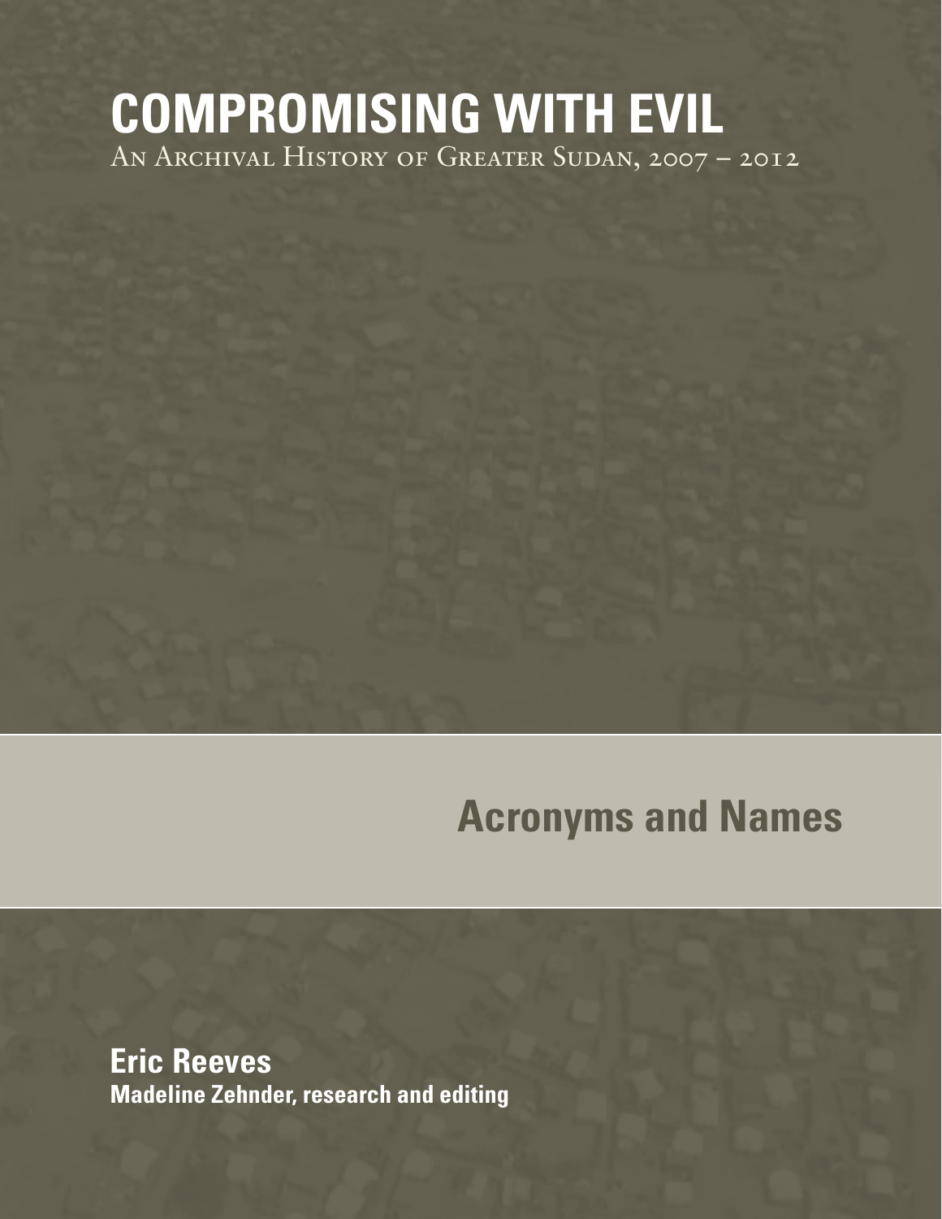# COMPROMISING WITH EVIL

An Archival History of Greater Sudan, 2007 – 2012

## Acronyms and Names

**Eric Reeves**

**Madeline Zehnder, research and editing**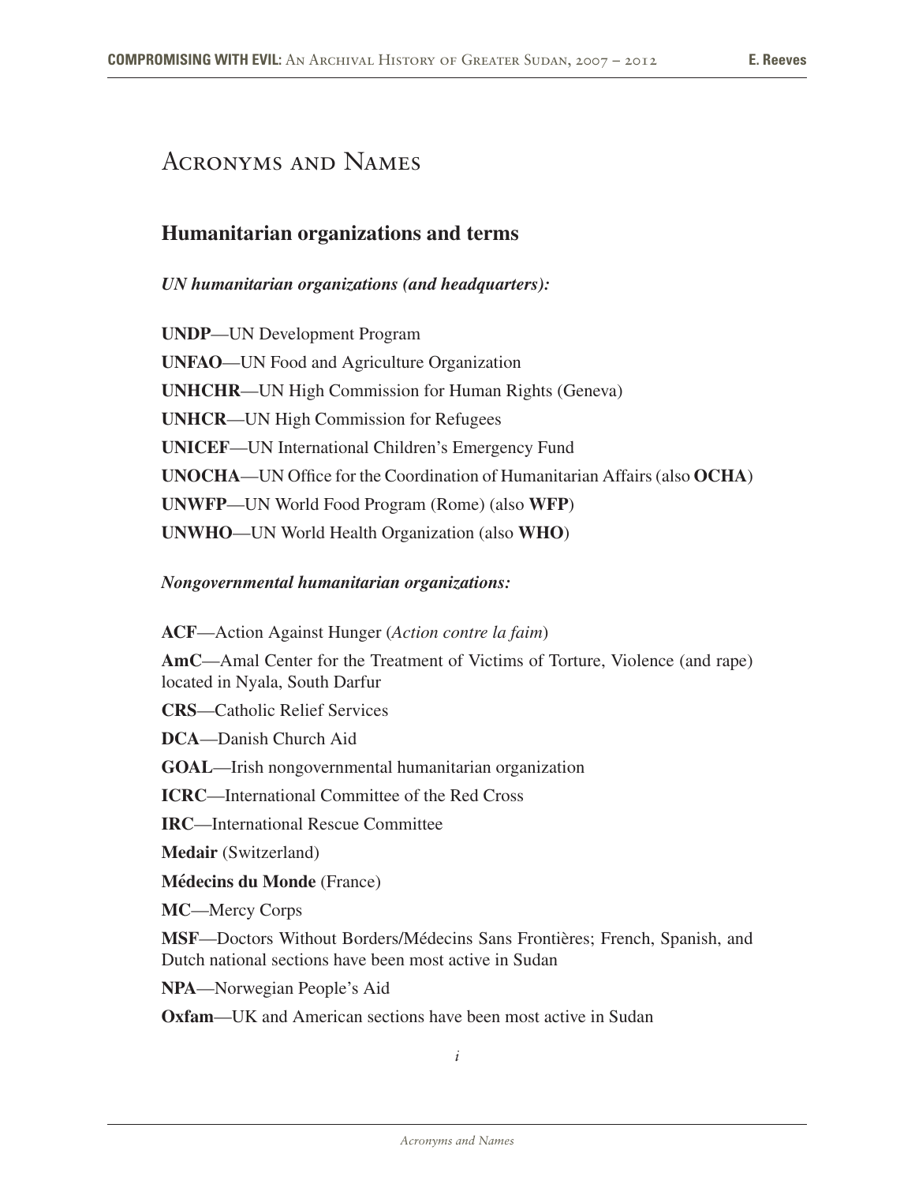# Acronyms and Names

## Humanitarian organizations and terms

***UN humanitarian organizations (and headquarters):***

**UNDP**—UN Development Program

**UNFAO**—UN Food and Agriculture Organization

**UNHCHR**—UN High Commission for Human Rights (Geneva)

**UNHCR**—UN High Commission for Refugees

**UNICEF**—UN International Children's Emergency Fund

**UNOCHA**—UN Office for the Coordination of Humanitarian Affairs (also **OCHA**)

**UNWFP**—UN World Food Program (Rome) (also **WFP**)

**UNWHO**—UN World Health Organization (also **WHO**)

***Nongovernmental humanitarian organizations:***

**ACF**—Action Against Hunger (*Action contre la faim*)

**AmC**—Amal Center for the Treatment of Victims of Torture, Violence (and rape) located in Nyala, South Darfur

**CRS**—Catholic Relief Services

**DCA**—Danish Church Aid

**GOAL**—Irish nongovernmental humanitarian organization

**ICRC**—International Committee of the Red Cross

**IRC**—International Rescue Committee

**Medair** (Switzerland)

**Médecins du Monde** (France)

**MC**—Mercy Corps

**MSF**—Doctors Without Borders/Médecins Sans Frontières; French, Spanish, and Dutch national sections have been most active in Sudan

**NPA**—Norwegian People's Aid

**Oxfam**—UK and American sections have been most active in Sudan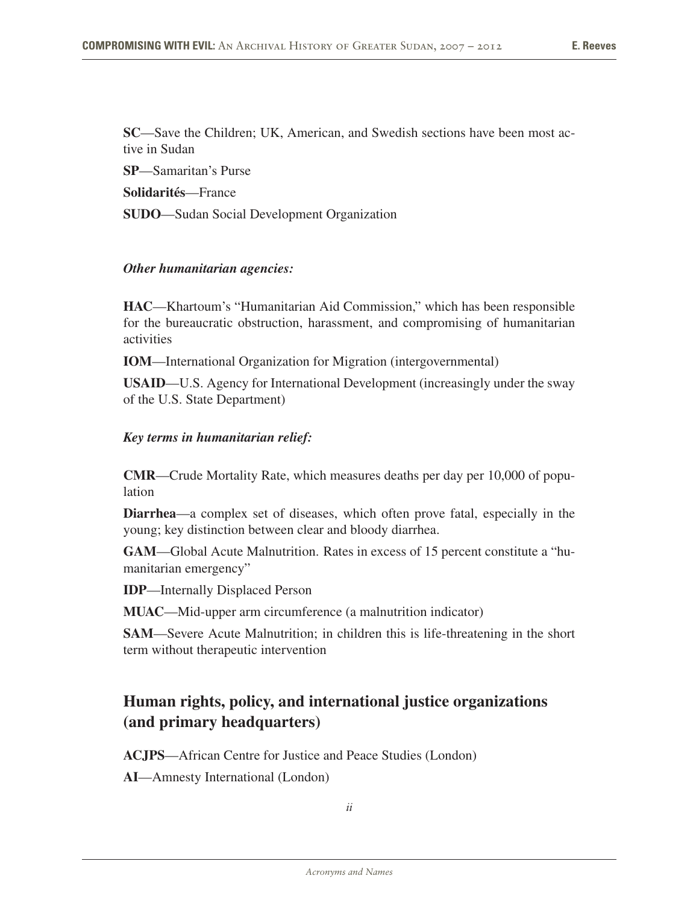**SC**—Save the Children; UK, American, and Swedish sections have been most active in Sudan

**SP**—Samaritan's Purse

**Solidarités**—France

**SUDO**—Sudan Social Development Organization

***Other humanitarian agencies:***

**HAC**—Khartoum's "Humanitarian Aid Commission," which has been responsible for the bureaucratic obstruction, harassment, and compromising of humanitarian activities

**IOM**—International Organization for Migration (intergovernmental)

**USAID**—U.S. Agency for International Development (increasingly under the sway of the U.S. State Department)

***Key terms in humanitarian relief:***

**CMR**—Crude Mortality Rate, which measures deaths per day per 10,000 of population

**Diarrhea**—a complex set of diseases, which often prove fatal, especially in the young; key distinction between clear and bloody diarrhea.

**GAM**—Global Acute Malnutrition. Rates in excess of 15 percent constitute a "humanitarian emergency"

**IDP**—Internally Displaced Person

**MUAC**—Mid-upper arm circumference (a malnutrition indicator)

**SAM**—Severe Acute Malnutrition; in children this is life-threatening in the short term without therapeutic intervention

## Human rights, policy, and international justice organizations (and primary headquarters)

**ACJPS**—African Centre for Justice and Peace Studies (London)

**AI**—Amnesty International (London)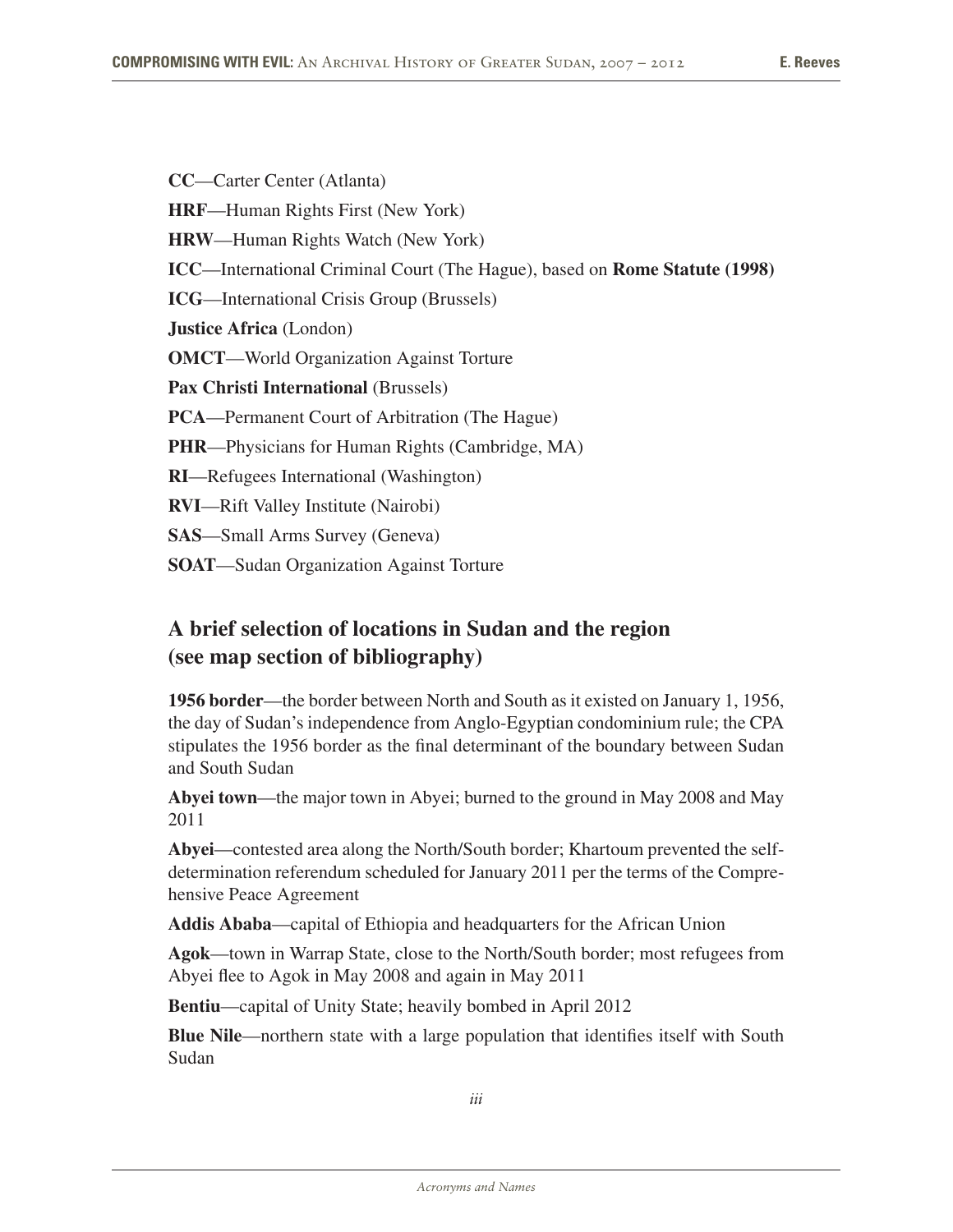**CC**—Carter Center (Atlanta)

**HRF**—Human Rights First (New York)

**HRW**—Human Rights Watch (New York)

**ICC**—International Criminal Court (The Hague), based on **Rome Statute (1998)**

**ICG**—International Crisis Group (Brussels)

**Justice Africa** (London)

**OMCT**—World Organization Against Torture

**Pax Christi International** (Brussels)

**PCA**—Permanent Court of Arbitration (The Hague)

**PHR**—Physicians for Human Rights (Cambridge, MA)

**RI**—Refugees International (Washington)

**RVI**—Rift Valley Institute (Nairobi)

**SAS**—Small Arms Survey (Geneva)

**SOAT**—Sudan Organization Against Torture

## A brief selection of locations in Sudan and the region (see map section of bibliography)

**1956 border**—the border between North and South as it existed on January 1, 1956, the day of Sudan's independence from Anglo-Egyptian condominium rule; the CPA stipulates the 1956 border as the final determinant of the boundary between Sudan and South Sudan

**Abyei town**—the major town in Abyei; burned to the ground in May 2008 and May 2011

**Abyei**—contested area along the North/South border; Khartoum prevented the self-determination referendum scheduled for January 2011 per the terms of the Comprehensive Peace Agreement

**Addis Ababa**—capital of Ethiopia and headquarters for the African Union

**Agok**—town in Warrap State, close to the North/South border; most refugees from Abyei flee to Agok in May 2008 and again in May 2011

**Bentiu**—capital of Unity State; heavily bombed in April 2012

**Blue Nile**—northern state with a large population that identifies itself with South Sudan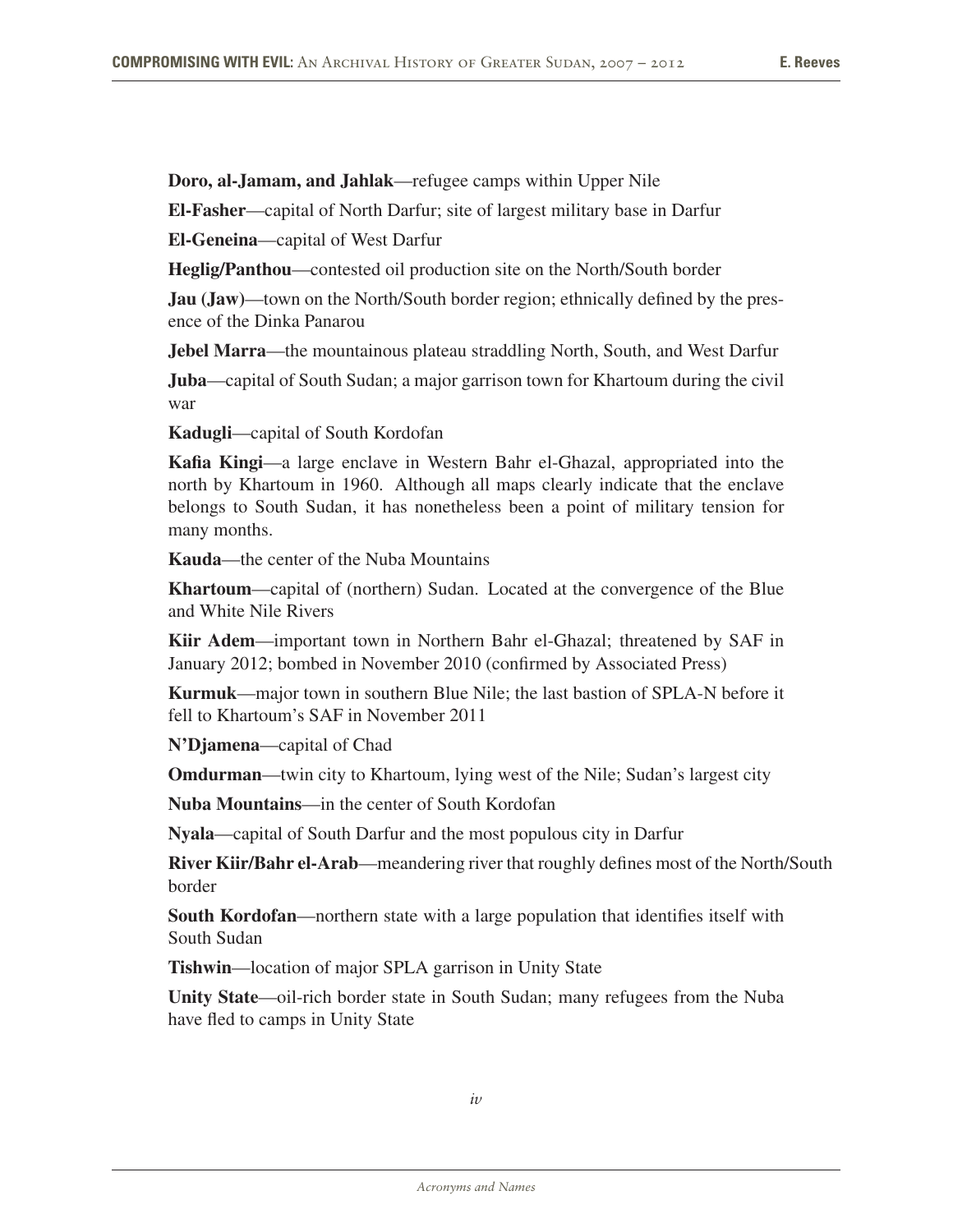**Doro, al-Jamam, and Jahlak**—refugee camps within Upper Nile

**El-Fasher**—capital of North Darfur; site of largest military base in Darfur

**El-Geneina**—capital of West Darfur

**Heglig/Panthou**—contested oil production site on the North/South border

**Jau (Jaw)**—town on the North/South border region; ethnically defined by the presence of the Dinka Panarou

**Jebel Marra**—the mountainous plateau straddling North, South, and West Darfur

**Juba**—capital of South Sudan; a major garrison town for Khartoum during the civil war

**Kadugli**—capital of South Kordofan

**Kafia Kingi**—a large enclave in Western Bahr el-Ghazal, appropriated into the north by Khartoum in 1960. Although all maps clearly indicate that the enclave belongs to South Sudan, it has nonetheless been a point of military tension for many months.

**Kauda**—the center of the Nuba Mountains

**Khartoum**—capital of (northern) Sudan. Located at the convergence of the Blue and White Nile Rivers

**Kiir Adem**—important town in Northern Bahr el-Ghazal; threatened by SAF in January 2012; bombed in November 2010 (confirmed by Associated Press)

**Kurmuk**—major town in southern Blue Nile; the last bastion of SPLA-N before it fell to Khartoum's SAF in November 2011

**N'Djamena**—capital of Chad

**Omdurman**—twin city to Khartoum, lying west of the Nile; Sudan's largest city

**Nuba Mountains**—in the center of South Kordofan

**Nyala**—capital of South Darfur and the most populous city in Darfur

**River Kiir/Bahr el-Arab**—meandering river that roughly defines most of the North/South border

**South Kordofan**—northern state with a large population that identifies itself with South Sudan

**Tishwin**—location of major SPLA garrison in Unity State

**Unity State**—oil-rich border state in South Sudan; many refugees from the Nuba have fled to camps in Unity State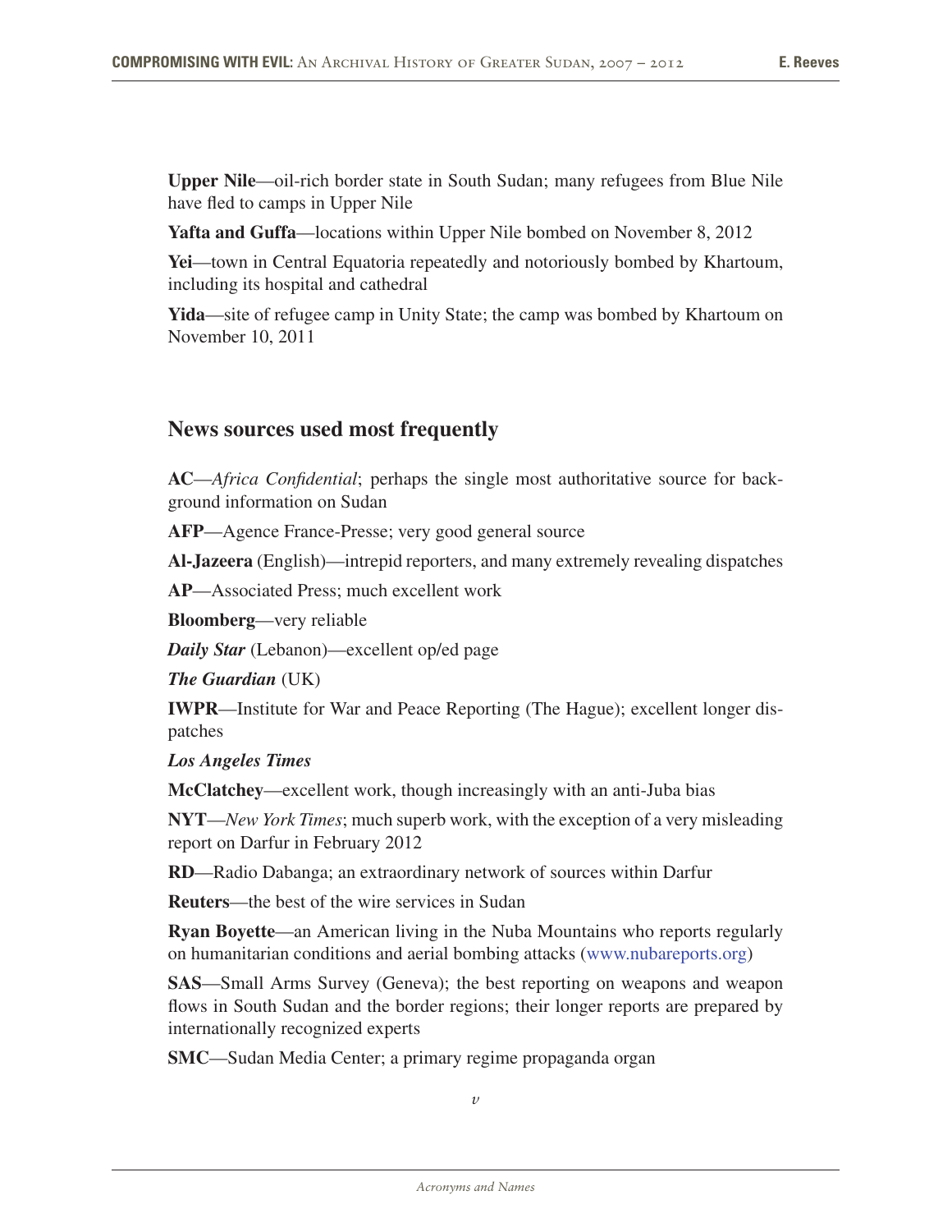**Upper Nile**—oil-rich border state in South Sudan; many refugees from Blue Nile have fled to camps in Upper Nile

**Yafta and Guffa**—locations within Upper Nile bombed on November 8, 2012

**Yei**—town in Central Equatoria repeatedly and notoriously bombed by Khartoum, including its hospital and cathedral

**Yida**—site of refugee camp in Unity State; the camp was bombed by Khartoum on November 10, 2011

## News sources used most frequently

**AC**—*Africa Confidential*; perhaps the single most authoritative source for background information on Sudan

**AFP**—Agence France-Presse; very good general source

**Al-Jazeera** (English)—intrepid reporters, and many extremely revealing dispatches

**AP**—Associated Press; much excellent work

**Bloomberg**—very reliable

***Daily Star*** (Lebanon)—excellent op/ed page

***The Guardian*** (UK)

**IWPR**—Institute for War and Peace Reporting (The Hague); excellent longer dispatches

***Los Angeles Times***

**McClatchey**—excellent work, though increasingly with an anti-Juba bias

**NYT**—*New York Times*; much superb work, with the exception of a very misleading report on Darfur in February 2012

**RD**—Radio Dabanga; an extraordinary network of sources within Darfur

**Reuters**—the best of the wire services in Sudan

**Ryan Boyette**—an American living in the Nuba Mountains who reports regularly on humanitarian conditions and aerial bombing attacks (www.nubareports.org)

**SAS**—Small Arms Survey (Geneva); the best reporting on weapons and weapon flows in South Sudan and the border regions; their longer reports are prepared by internationally recognized experts

**SMC**—Sudan Media Center; a primary regime propaganda organ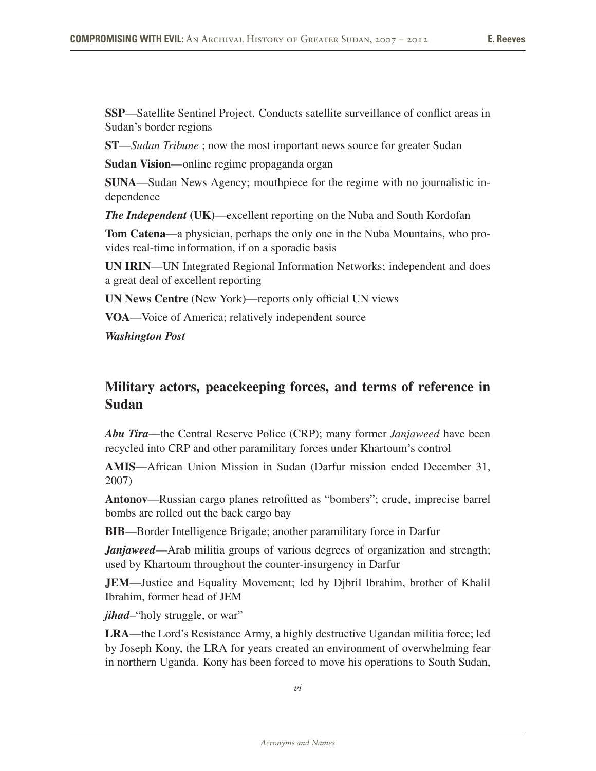**SSP**—Satellite Sentinel Project. Conducts satellite surveillance of conflict areas in Sudan's border regions

**ST**—*Sudan Tribune* ; now the most important news source for greater Sudan

**Sudan Vision**—online regime propaganda organ

**SUNA**—Sudan News Agency; mouthpiece for the regime with no journalistic independence

***The Independent* (UK)**—excellent reporting on the Nuba and South Kordofan

**Tom Catena**—a physician, perhaps the only one in the Nuba Mountains, who provides real-time information, if on a sporadic basis

**UN IRIN**—UN Integrated Regional Information Networks; independent and does a great deal of excellent reporting

**UN News Centre** (New York)—reports only official UN views

**VOA**—Voice of America; relatively independent source

***Washington Post***

## Military actors, peacekeeping forces, and terms of reference in Sudan

***Abu Tira***—the Central Reserve Police (CRP); many former *Janjaweed* have been recycled into CRP and other paramilitary forces under Khartoum's control

**AMIS**—African Union Mission in Sudan (Darfur mission ended December 31, 2007)

**Antonov**—Russian cargo planes retrofitted as "bombers"; crude, imprecise barrel bombs are rolled out the back cargo bay

**BIB**—Border Intelligence Brigade; another paramilitary force in Darfur

***Janjaweed***—Arab militia groups of various degrees of organization and strength; used by Khartoum throughout the counter-insurgency in Darfur

**JEM**—Justice and Equality Movement; led by Djbril Ibrahim, brother of Khalil Ibrahim, former head of JEM

***jihad***–"holy struggle, or war"

**LRA**—the Lord's Resistance Army, a highly destructive Ugandan militia force; led by Joseph Kony, the LRA for years created an environment of overwhelming fear in northern Uganda. Kony has been forced to move his operations to South Sudan,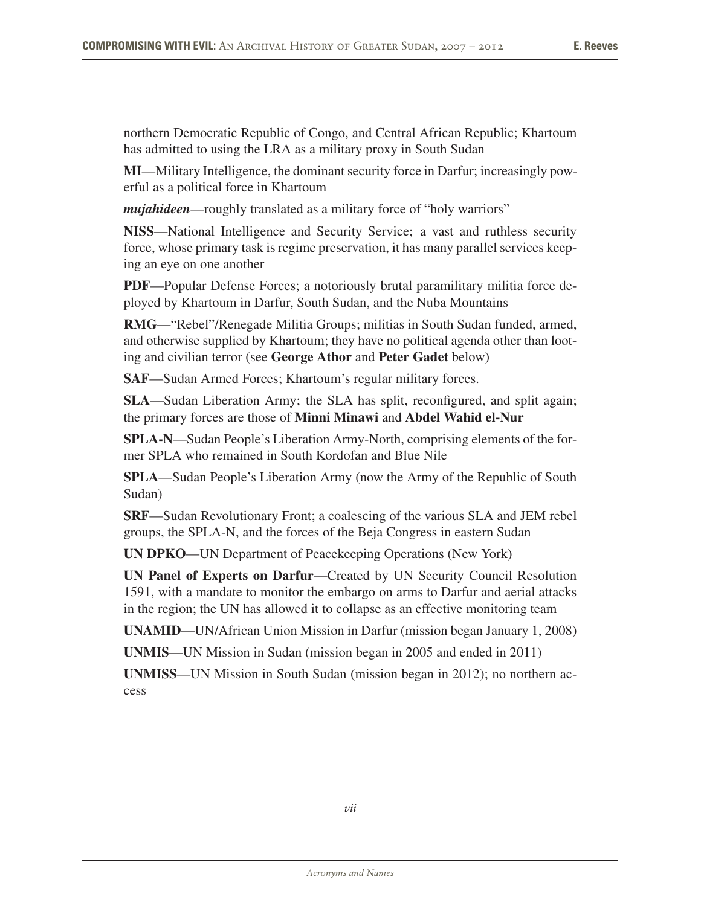northern Democratic Republic of Congo, and Central African Republic; Khartoum has admitted to using the LRA as a military proxy in South Sudan

**MI**—Military Intelligence, the dominant security force in Darfur; increasingly powerful as a political force in Khartoum

***mujahideen***—roughly translated as a military force of "holy warriors"

**NISS**—National Intelligence and Security Service; a vast and ruthless security force, whose primary task is regime preservation, it has many parallel services keeping an eye on one another

**PDF**—Popular Defense Forces; a notoriously brutal paramilitary militia force deployed by Khartoum in Darfur, South Sudan, and the Nuba Mountains

**RMG**—"Rebel"/Renegade Militia Groups; militias in South Sudan funded, armed, and otherwise supplied by Khartoum; they have no political agenda other than looting and civilian terror (see **George Athor** and **Peter Gadet** below)

**SAF**—Sudan Armed Forces; Khartoum's regular military forces.

**SLA**—Sudan Liberation Army; the SLA has split, reconfigured, and split again; the primary forces are those of **Minni Minawi** and **Abdel Wahid el-Nur**

**SPLA-N**—Sudan People's Liberation Army-North, comprising elements of the former SPLA who remained in South Kordofan and Blue Nile

**SPLA**—Sudan People's Liberation Army (now the Army of the Republic of South Sudan)

**SRF**—Sudan Revolutionary Front; a coalescing of the various SLA and JEM rebel groups, the SPLA-N, and the forces of the Beja Congress in eastern Sudan

**UN DPKO**—UN Department of Peacekeeping Operations (New York)

**UN Panel of Experts on Darfur**—Created by UN Security Council Resolution 1591, with a mandate to monitor the embargo on arms to Darfur and aerial attacks in the region; the UN has allowed it to collapse as an effective monitoring team

**UNAMID**—UN/African Union Mission in Darfur (mission began January 1, 2008)

**UNMIS**—UN Mission in Sudan (mission began in 2005 and ended in 2011)

**UNMISS**—UN Mission in South Sudan (mission began in 2012); no northern access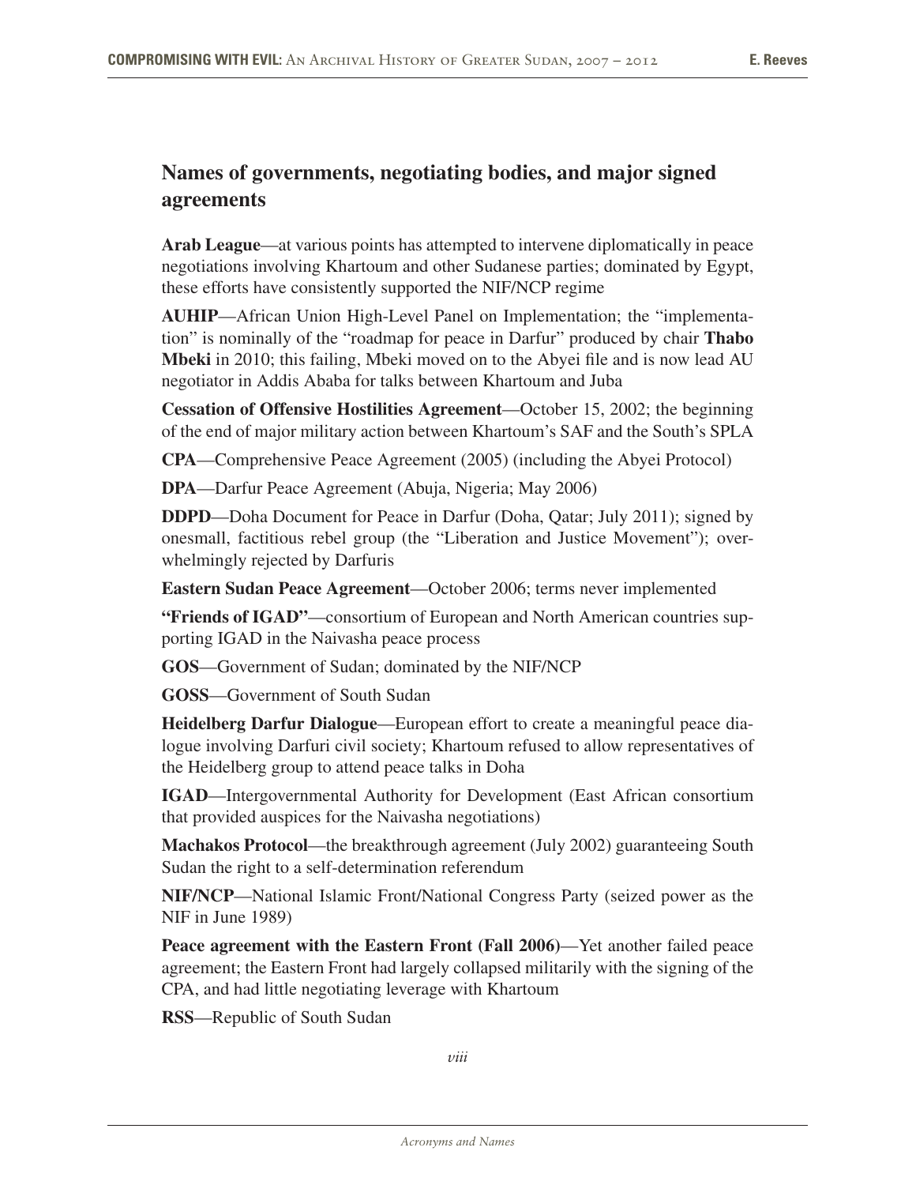## Names of governments, negotiating bodies, and major signed agreements

**Arab League**—at various points has attempted to intervene diplomatically in peace negotiations involving Khartoum and other Sudanese parties; dominated by Egypt, these efforts have consistently supported the NIF/NCP regime

**AUHIP**—African Union High-Level Panel on Implementation; the "implementation" is nominally of the "roadmap for peace in Darfur" produced by chair **Thabo Mbeki** in 2010; this failing, Mbeki moved on to the Abyei file and is now lead AU negotiator in Addis Ababa for talks between Khartoum and Juba

**Cessation of Offensive Hostilities Agreement**—October 15, 2002; the beginning of the end of major military action between Khartoum's SAF and the South's SPLA

**CPA**—Comprehensive Peace Agreement (2005) (including the Abyei Protocol)

**DPA**—Darfur Peace Agreement (Abuja, Nigeria; May 2006)

**DDPD**—Doha Document for Peace in Darfur (Doha, Qatar; July 2011); signed by onesmall, factitious rebel group (the "Liberation and Justice Movement"); overwhelmingly rejected by Darfuris

**Eastern Sudan Peace Agreement**—October 2006; terms never implemented

**"Friends of IGAD"**—consortium of European and North American countries supporting IGAD in the Naivasha peace process

**GOS**—Government of Sudan; dominated by the NIF/NCP

**GOSS**—Government of South Sudan

**Heidelberg Darfur Dialogue**—European effort to create a meaningful peace dialogue involving Darfuri civil society; Khartoum refused to allow representatives of the Heidelberg group to attend peace talks in Doha

**IGAD**—Intergovernmental Authority for Development (East African consortium that provided auspices for the Naivasha negotiations)

**Machakos Protocol**—the breakthrough agreement (July 2002) guaranteeing South Sudan the right to a self-determination referendum

**NIF/NCP**—National Islamic Front/National Congress Party (seized power as the NIF in June 1989)

**Peace agreement with the Eastern Front (Fall 2006)**—Yet another failed peace agreement; the Eastern Front had largely collapsed militarily with the signing of the CPA, and had little negotiating leverage with Khartoum

**RSS**—Republic of South Sudan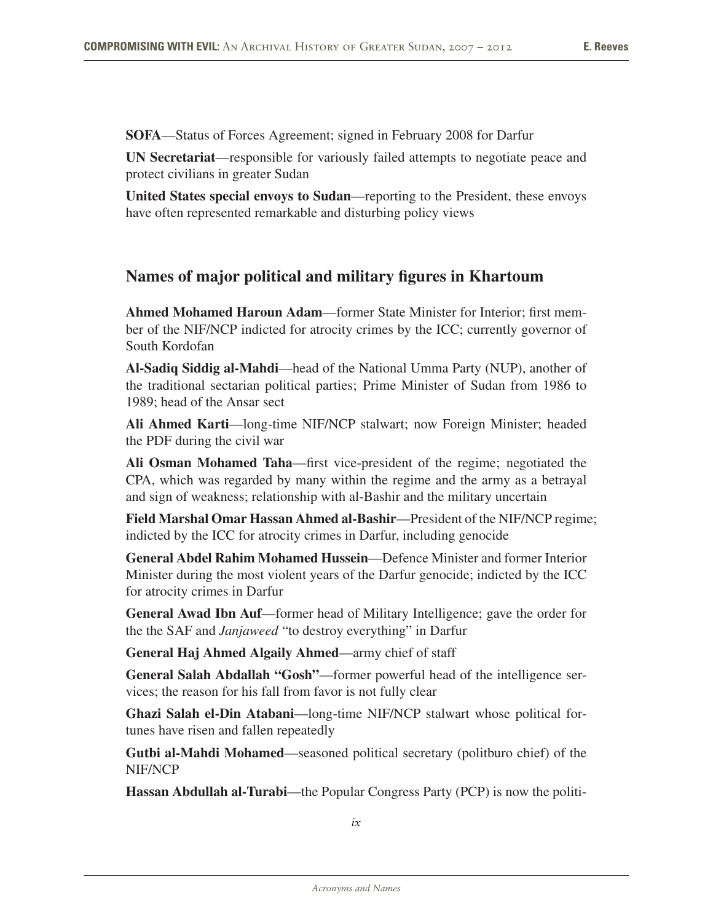**SOFA**—Status of Forces Agreement; signed in February 2008 for Darfur

**UN Secretariat**—responsible for variously failed attempts to negotiate peace and protect civilians in greater Sudan

**United States special envoys to Sudan**—reporting to the President, these envoys have often represented remarkable and disturbing policy views

## Names of major political and military figures in Khartoum

**Ahmed Mohamed Haroun Adam**—former State Minister for Interior; first member of the NIF/NCP indicted for atrocity crimes by the ICC; currently governor of South Kordofan

**Al-Sadiq Siddig al-Mahdi**—head of the National Umma Party (NUP), another of the traditional sectarian political parties; Prime Minister of Sudan from 1986 to 1989; head of the Ansar sect

**Ali Ahmed Karti**—long-time NIF/NCP stalwart; now Foreign Minister; headed the PDF during the civil war

**Ali Osman Mohamed Taha**—first vice-president of the regime; negotiated the CPA, which was regarded by many within the regime and the army as a betrayal and sign of weakness; relationship with al-Bashir and the military uncertain

**Field Marshal Omar Hassan Ahmed al-Bashir**—President of the NIF/NCP regime; indicted by the ICC for atrocity crimes in Darfur, including genocide

**General Abdel Rahim Mohamed Hussein**—Defence Minister and former Interior Minister during the most violent years of the Darfur genocide; indicted by the ICC for atrocity crimes in Darfur

**General Awad Ibn Auf**—former head of Military Intelligence; gave the order for the the SAF and *Janjaweed* "to destroy everything" in Darfur

**General Haj Ahmed Algaily Ahmed**—army chief of staff

**General Salah Abdallah "Gosh"**—former powerful head of the intelligence services; the reason for his fall from favor is not fully clear

**Ghazi Salah el-Din Atabani**—long-time NIF/NCP stalwart whose political fortunes have risen and fallen repeatedly

**Gutbi al-Mahdi Mohamed**—seasoned political secretary (politburo chief) of the NIF/NCP

**Hassan Abdullah al-Turabi**—the Popular Congress Party (PCP) is now the politi-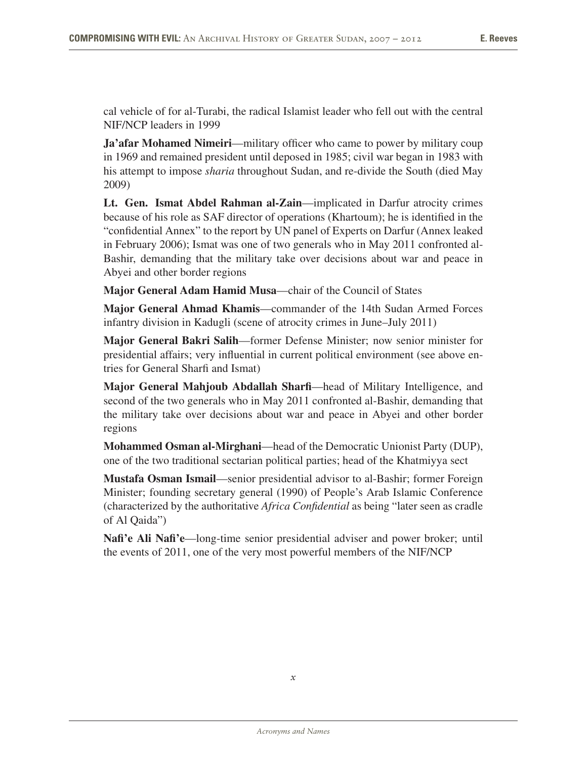cal vehicle of for al-Turabi, the radical Islamist leader who fell out with the central NIF/NCP leaders in 1999

**Ja'afar Mohamed Nimeiri**—military officer who came to power by military coup in 1969 and remained president until deposed in 1985; civil war began in 1983 with his attempt to impose *sharia* throughout Sudan, and re-divide the South (died May 2009)

**Lt. Gen. Ismat Abdel Rahman al-Zain**—implicated in Darfur atrocity crimes because of his role as SAF director of operations (Khartoum); he is identified in the "confidential Annex" to the report by UN panel of Experts on Darfur (Annex leaked in February 2006); Ismat was one of two generals who in May 2011 confronted al-Bashir, demanding that the military take over decisions about war and peace in Abyei and other border regions

**Major General Adam Hamid Musa**—chair of the Council of States

**Major General Ahmad Khamis**—commander of the 14th Sudan Armed Forces infantry division in Kadugli (scene of atrocity crimes in June–July 2011)

**Major General Bakri Salih**—former Defense Minister; now senior minister for presidential affairs; very influential in current political environment (see above entries for General Sharfi and Ismat)

**Major General Mahjoub Abdallah Sharfi**—head of Military Intelligence, and second of the two generals who in May 2011 confronted al-Bashir, demanding that the military take over decisions about war and peace in Abyei and other border regions

**Mohammed Osman al-Mirghani**—head of the Democratic Unionist Party (DUP), one of the two traditional sectarian political parties; head of the Khatmiyya sect

**Mustafa Osman Ismail**—senior presidential advisor to al-Bashir; former Foreign Minister; founding secretary general (1990) of People's Arab Islamic Conference (characterized by the authoritative *Africa Confidential* as being "later seen as cradle of Al Qaida")

**Nafi'e Ali Nafi'e**—long-time senior presidential adviser and power broker; until the events of 2011, one of the very most powerful members of the NIF/NCP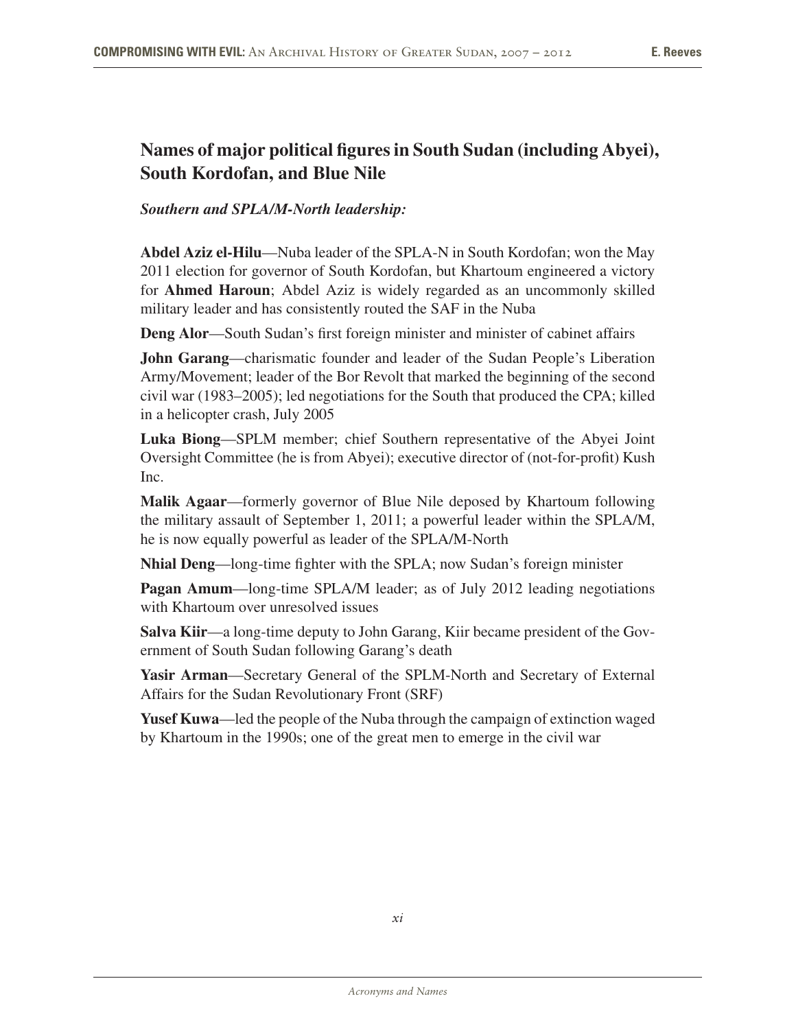## Names of major political figures in South Sudan (including Abyei), South Kordofan, and Blue Nile

***Southern and SPLA/M-North leadership:***

**Abdel Aziz el-Hilu**—Nuba leader of the SPLA-N in South Kordofan; won the May 2011 election for governor of South Kordofan, but Khartoum engineered a victory for **Ahmed Haroun**; Abdel Aziz is widely regarded as an uncommonly skilled military leader and has consistently routed the SAF in the Nuba

**Deng Alor**—South Sudan's first foreign minister and minister of cabinet affairs

**John Garang**—charismatic founder and leader of the Sudan People's Liberation Army/Movement; leader of the Bor Revolt that marked the beginning of the second civil war (1983–2005); led negotiations for the South that produced the CPA; killed in a helicopter crash, July 2005

**Luka Biong**—SPLM member; chief Southern representative of the Abyei Joint Oversight Committee (he is from Abyei); executive director of (not-for-profit) Kush Inc.

**Malik Agaar**—formerly governor of Blue Nile deposed by Khartoum following the military assault of September 1, 2011; a powerful leader within the SPLA/M, he is now equally powerful as leader of the SPLA/M-North

**Nhial Deng**—long-time fighter with the SPLA; now Sudan's foreign minister

**Pagan Amum**—long-time SPLA/M leader; as of July 2012 leading negotiations with Khartoum over unresolved issues

**Salva Kiir**—a long-time deputy to John Garang, Kiir became president of the Government of South Sudan following Garang's death

**Yasir Arman**—Secretary General of the SPLM-North and Secretary of External Affairs for the Sudan Revolutionary Front (SRF)

**Yusef Kuwa**—led the people of the Nuba through the campaign of extinction waged by Khartoum in the 1990s; one of the great men to emerge in the civil war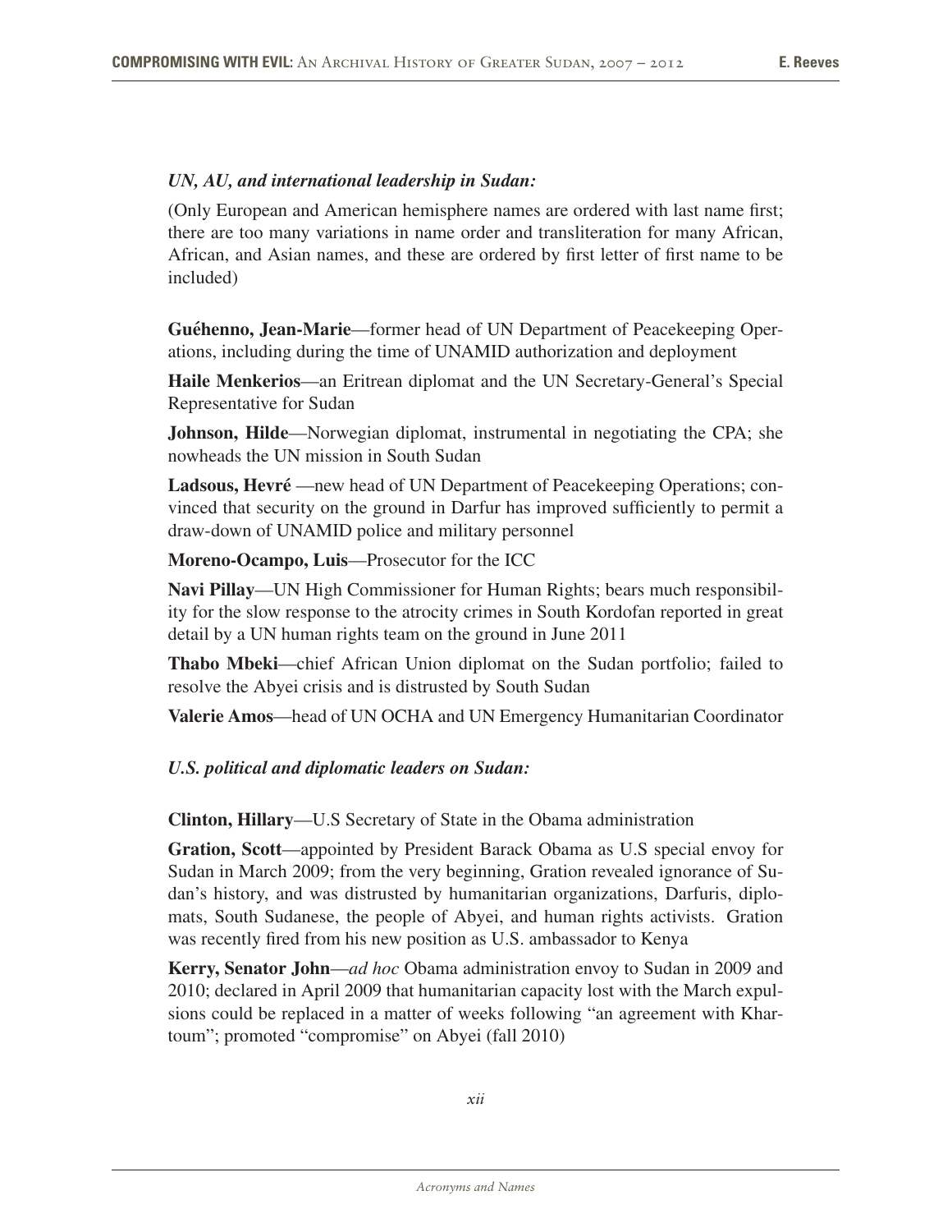*UN, AU, and international leadership in Sudan:*

(Only European and American hemisphere names are ordered with last name first; there are too many variations in name order and transliteration for many African, African, and Asian names, and these are ordered by first letter of first name to be included)

**Guéhenno, Jean-Marie**—former head of UN Department of Peacekeeping Operations, including during the time of UNAMID authorization and deployment

**Haile Menkerios**—an Eritrean diplomat and the UN Secretary-General's Special Representative for Sudan

**Johnson, Hilde**—Norwegian diplomat, instrumental in negotiating the CPA; she nowheads the UN mission in South Sudan

**Ladsous, Hevré** —new head of UN Department of Peacekeeping Operations; convinced that security on the ground in Darfur has improved sufficiently to permit a draw-down of UNAMID police and military personnel

**Moreno-Ocampo, Luis**—Prosecutor for the ICC

**Navi Pillay**—UN High Commissioner for Human Rights; bears much responsibility for the slow response to the atrocity crimes in South Kordofan reported in great detail by a UN human rights team on the ground in June 2011

**Thabo Mbeki**—chief African Union diplomat on the Sudan portfolio; failed to resolve the Abyei crisis and is distrusted by South Sudan

**Valerie Amos**—head of UN OCHA and UN Emergency Humanitarian Coordinator

*U.S. political and diplomatic leaders on Sudan:*

**Clinton, Hillary**—U.S Secretary of State in the Obama administration

**Gration, Scott**—appointed by President Barack Obama as U.S special envoy for Sudan in March 2009; from the very beginning, Gration revealed ignorance of Sudan's history, and was distrusted by humanitarian organizations, Darfuris, diplomats, South Sudanese, the people of Abyei, and human rights activists. Gration was recently fired from his new position as U.S. ambassador to Kenya

**Kerry, Senator John**—*ad hoc* Obama administration envoy to Sudan in 2009 and 2010; declared in April 2009 that humanitarian capacity lost with the March expulsions could be replaced in a matter of weeks following "an agreement with Khartoum"; promoted "compromise" on Abyei (fall 2010)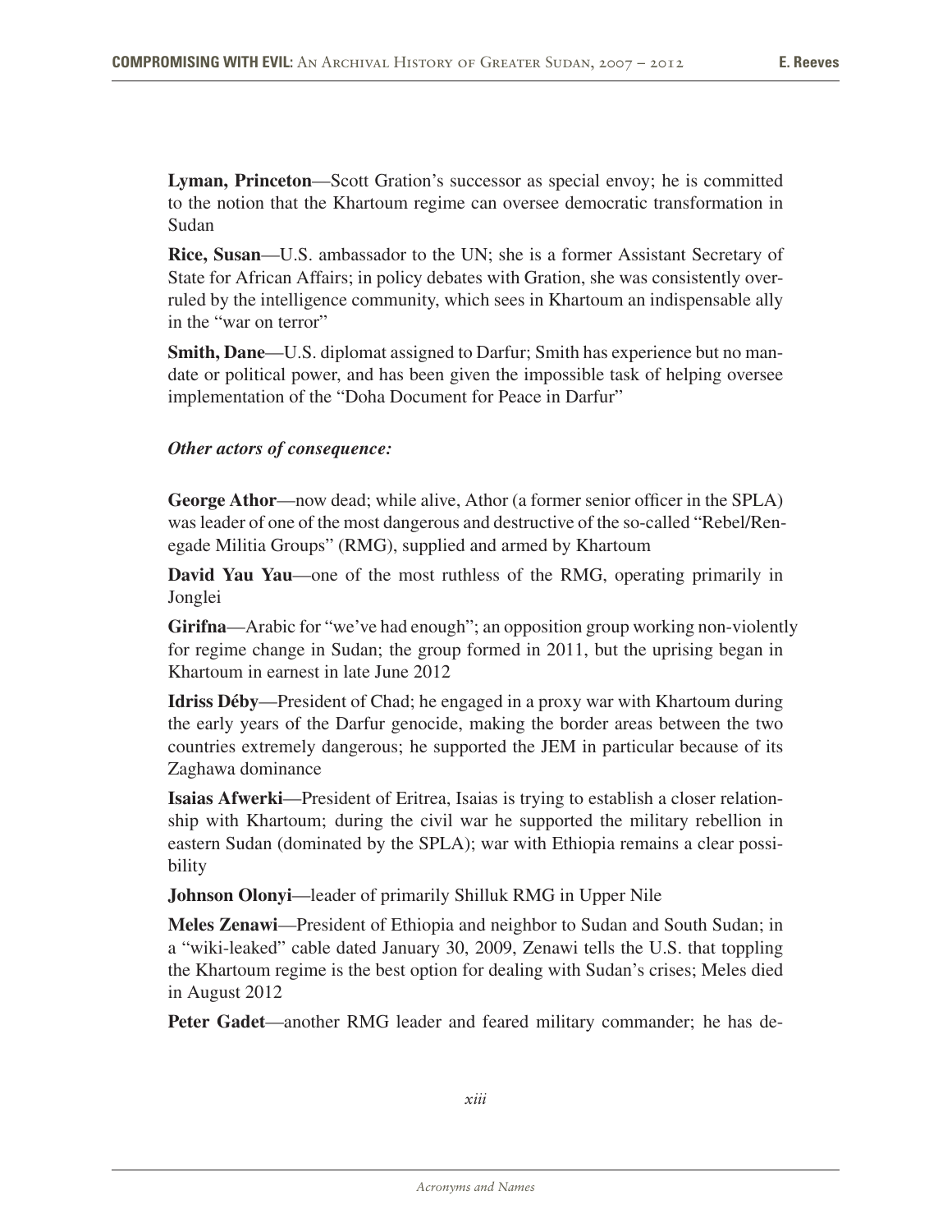**Lyman, Princeton**—Scott Gration's successor as special envoy; he is committed to the notion that the Khartoum regime can oversee democratic transformation in Sudan

**Rice, Susan**—U.S. ambassador to the UN; she is a former Assistant Secretary of State for African Affairs; in policy debates with Gration, she was consistently overruled by the intelligence community, which sees in Khartoum an indispensable ally in the "war on terror"

**Smith, Dane**—U.S. diplomat assigned to Darfur; Smith has experience but no mandate or political power, and has been given the impossible task of helping oversee implementation of the "Doha Document for Peace in Darfur"

***Other actors of consequence:***

**George Athor**—now dead; while alive, Athor (a former senior officer in the SPLA) was leader of one of the most dangerous and destructive of the so-called "Rebel/Renegade Militia Groups" (RMG), supplied and armed by Khartoum

**David Yau Yau**—one of the most ruthless of the RMG, operating primarily in Jonglei

**Girifna**—Arabic for "we've had enough"; an opposition group working non-violently for regime change in Sudan; the group formed in 2011, but the uprising began in Khartoum in earnest in late June 2012

**Idriss Déby**—President of Chad; he engaged in a proxy war with Khartoum during the early years of the Darfur genocide, making the border areas between the two countries extremely dangerous; he supported the JEM in particular because of its Zaghawa dominance

**Isaias Afwerki**—President of Eritrea, Isaias is trying to establish a closer relationship with Khartoum; during the civil war he supported the military rebellion in eastern Sudan (dominated by the SPLA); war with Ethiopia remains a clear possibility

**Johnson Olonyi**—leader of primarily Shilluk RMG in Upper Nile

**Meles Zenawi**—President of Ethiopia and neighbor to Sudan and South Sudan; in a "wiki-leaked" cable dated January 30, 2009, Zenawi tells the U.S. that toppling the Khartoum regime is the best option for dealing with Sudan's crises; Meles died in August 2012

**Peter Gadet**—another RMG leader and feared military commander; he has de-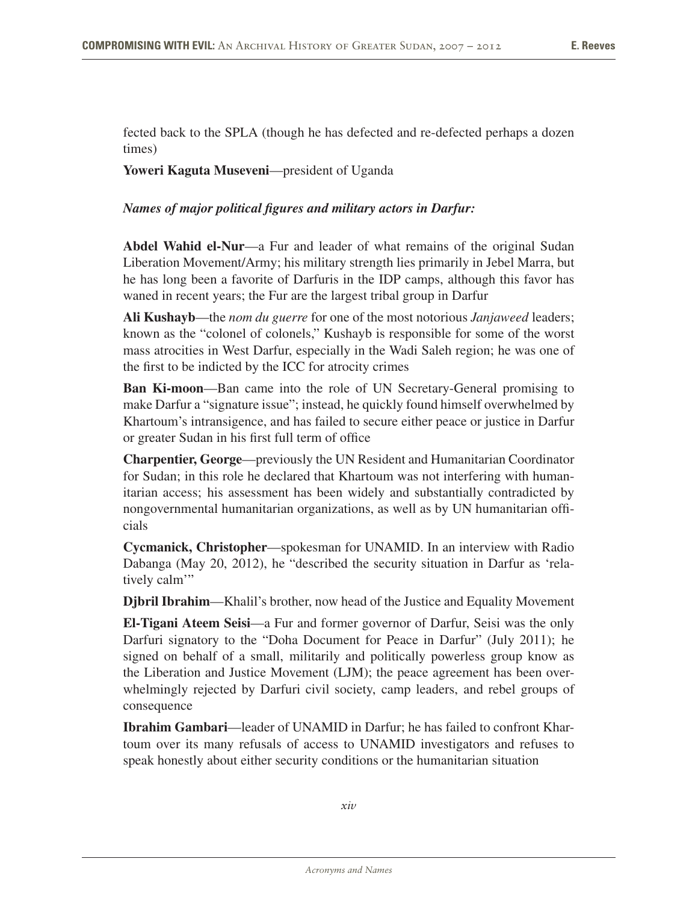fected back to the SPLA (though he has defected and re-defected perhaps a dozen times)

**Yoweri Kaguta Museveni**—president of Uganda

***Names of major political figures and military actors in Darfur:***

**Abdel Wahid el-Nur**—a Fur and leader of what remains of the original Sudan Liberation Movement/Army; his military strength lies primarily in Jebel Marra, but he has long been a favorite of Darfuris in the IDP camps, although this favor has waned in recent years; the Fur are the largest tribal group in Darfur

**Ali Kushayb**—the *nom du guerre* for one of the most notorious *Janjaweed* leaders; known as the "colonel of colonels," Kushayb is responsible for some of the worst mass atrocities in West Darfur, especially in the Wadi Saleh region; he was one of the first to be indicted by the ICC for atrocity crimes

**Ban Ki-moon**—Ban came into the role of UN Secretary-General promising to make Darfur a "signature issue"; instead, he quickly found himself overwhelmed by Khartoum's intransigence, and has failed to secure either peace or justice in Darfur or greater Sudan in his first full term of office

**Charpentier, George**—previously the UN Resident and Humanitarian Coordinator for Sudan; in this role he declared that Khartoum was not interfering with humanitarian access; his assessment has been widely and substantially contradicted by nongovernmental humanitarian organizations, as well as by UN humanitarian officials

**Cycmanick, Christopher**—spokesman for UNAMID. In an interview with Radio Dabanga (May 20, 2012), he "described the security situation in Darfur as 'relatively calm'"

**Djbril Ibrahim**—Khalil's brother, now head of the Justice and Equality Movement

**El-Tigani Ateem Seisi**—a Fur and former governor of Darfur, Seisi was the only Darfuri signatory to the "Doha Document for Peace in Darfur" (July 2011); he signed on behalf of a small, militarily and politically powerless group know as the Liberation and Justice Movement (LJM); the peace agreement has been overwhelmingly rejected by Darfuri civil society, camp leaders, and rebel groups of consequence

**Ibrahim Gambari**—leader of UNAMID in Darfur; he has failed to confront Khartoum over its many refusals of access to UNAMID investigators and refuses to speak honestly about either security conditions or the humanitarian situation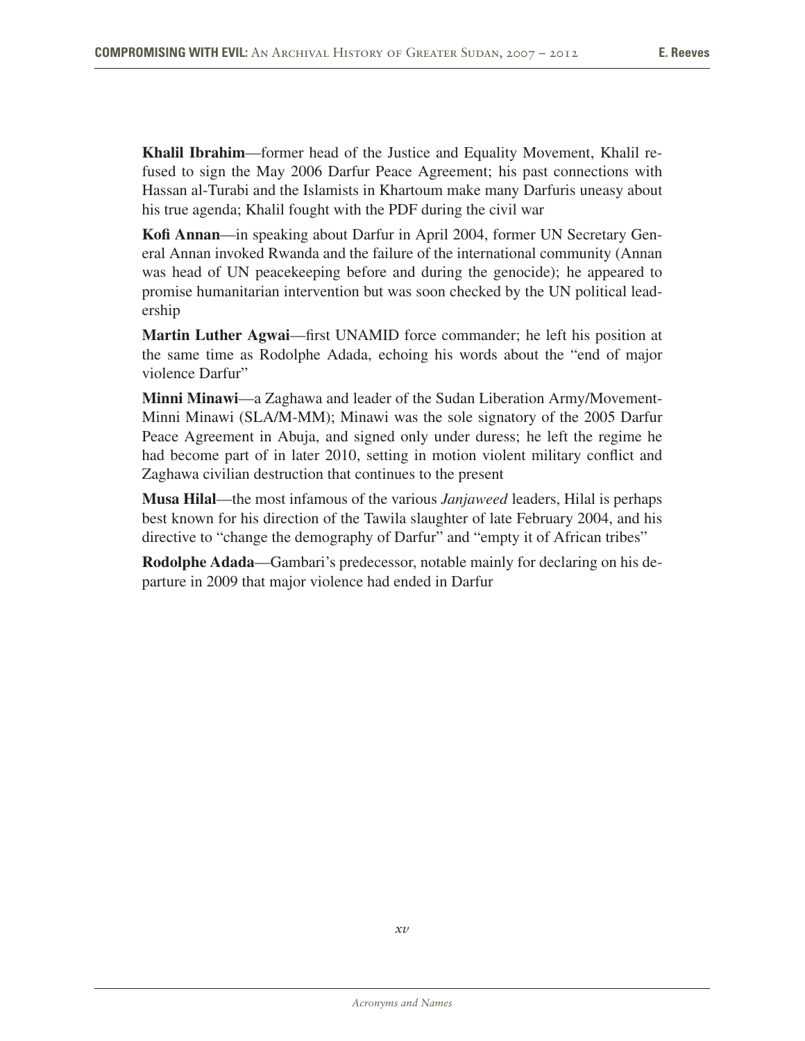**Khalil Ibrahim**—former head of the Justice and Equality Movement, Khalil refused to sign the May 2006 Darfur Peace Agreement; his past connections with Hassan al-Turabi and the Islamists in Khartoum make many Darfuris uneasy about his true agenda; Khalil fought with the PDF during the civil war

**Kofi Annan**—in speaking about Darfur in April 2004, former UN Secretary General Annan invoked Rwanda and the failure of the international community (Annan was head of UN peacekeeping before and during the genocide); he appeared to promise humanitarian intervention but was soon checked by the UN political leadership

**Martin Luther Agwai**—first UNAMID force commander; he left his position at the same time as Rodolphe Adada, echoing his words about the "end of major violence Darfur"

**Minni Minawi**—a Zaghawa and leader of the Sudan Liberation Army/Movement-Minni Minawi (SLA/M-MM); Minawi was the sole signatory of the 2005 Darfur Peace Agreement in Abuja, and signed only under duress; he left the regime he had become part of in later 2010, setting in motion violent military conflict and Zaghawa civilian destruction that continues to the present

**Musa Hilal**—the most infamous of the various *Janjaweed* leaders, Hilal is perhaps best known for his direction of the Tawila slaughter of late February 2004, and his directive to "change the demography of Darfur" and "empty it of African tribes"

**Rodolphe Adada**—Gambari's predecessor, notable mainly for declaring on his departure in 2009 that major violence had ended in Darfur